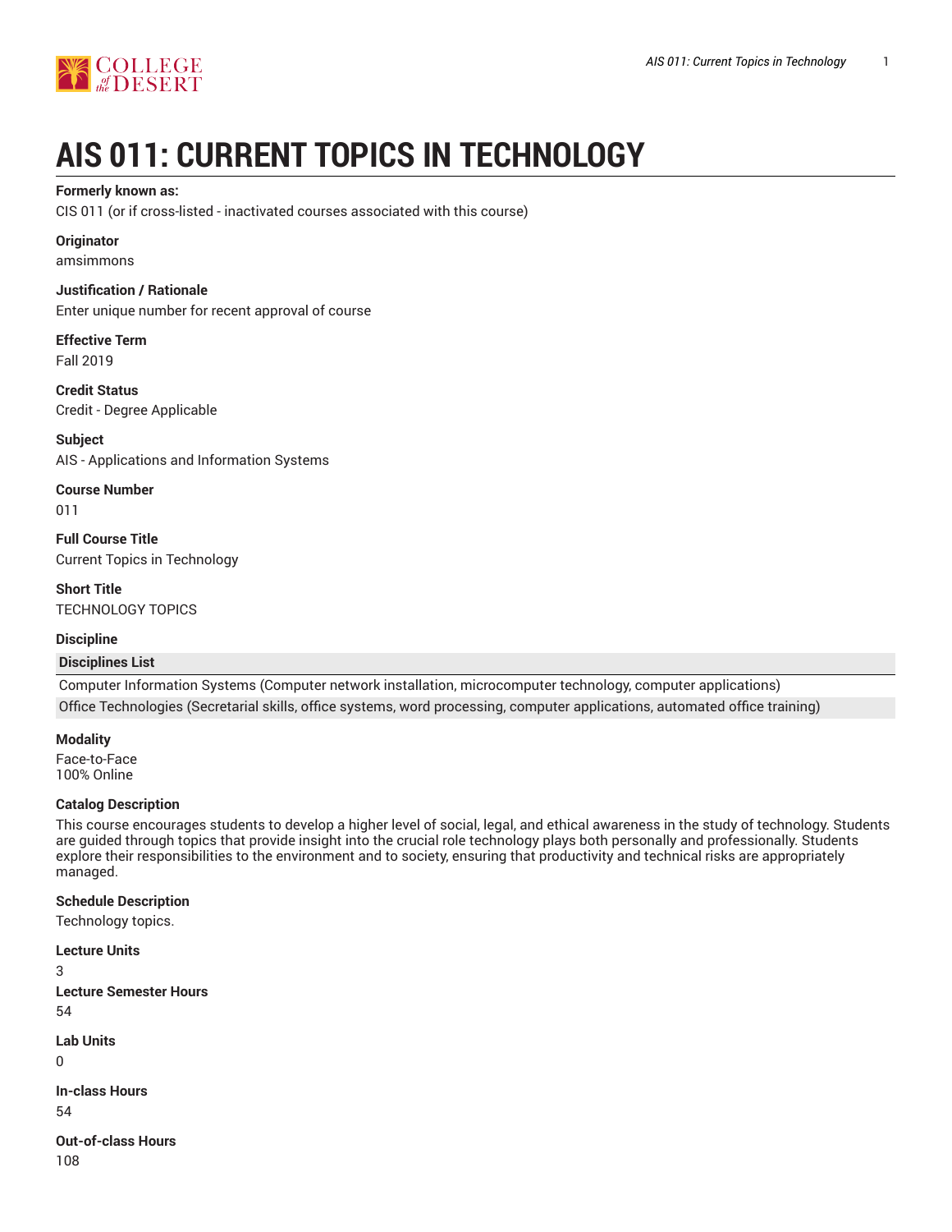# AIS 011: CURRENT TOPICS IN TECHNOLOGY

**Formerly known as:**

CIS 011 (or if cross-listed - inactivated courses associated with this course)

**Originator**

amsimmons

**Justification / Rationale**

Enter unique number for recent approval of course

**Effective Term**

Fall 2019

**Credit Status**

Credit - Degree Applicable

**Subject**

AIS - Applications and Information Systems

**Course Number**

011

**Full Course Title**

Current Topics in Technology

**Short Title**

TECHNOLOGY TOPICS

**Discipline**

| Disciplines List |
| --- |
| Computer Information Systems (Computer network installation, microcomputer technology, computer applications) |
| Office Technologies (Secretarial skills, office systems, word processing, computer applications, automated office training) |

**Modality**

Face-to-Face
100% Online

**Catalog Description**

This course encourages students to develop a higher level of social, legal, and ethical awareness in the study of technology. Students are guided through topics that provide insight into the crucial role technology plays both personally and professionally. Students explore their responsibilities to the environment and to society, ensuring that productivity and technical risks are appropriately managed.

**Schedule Description**

Technology topics.

**Lecture Units**

3

**Lecture Semester Hours**

54

**Lab Units**

0

**In-class Hours**

54

**Out-of-class Hours**

108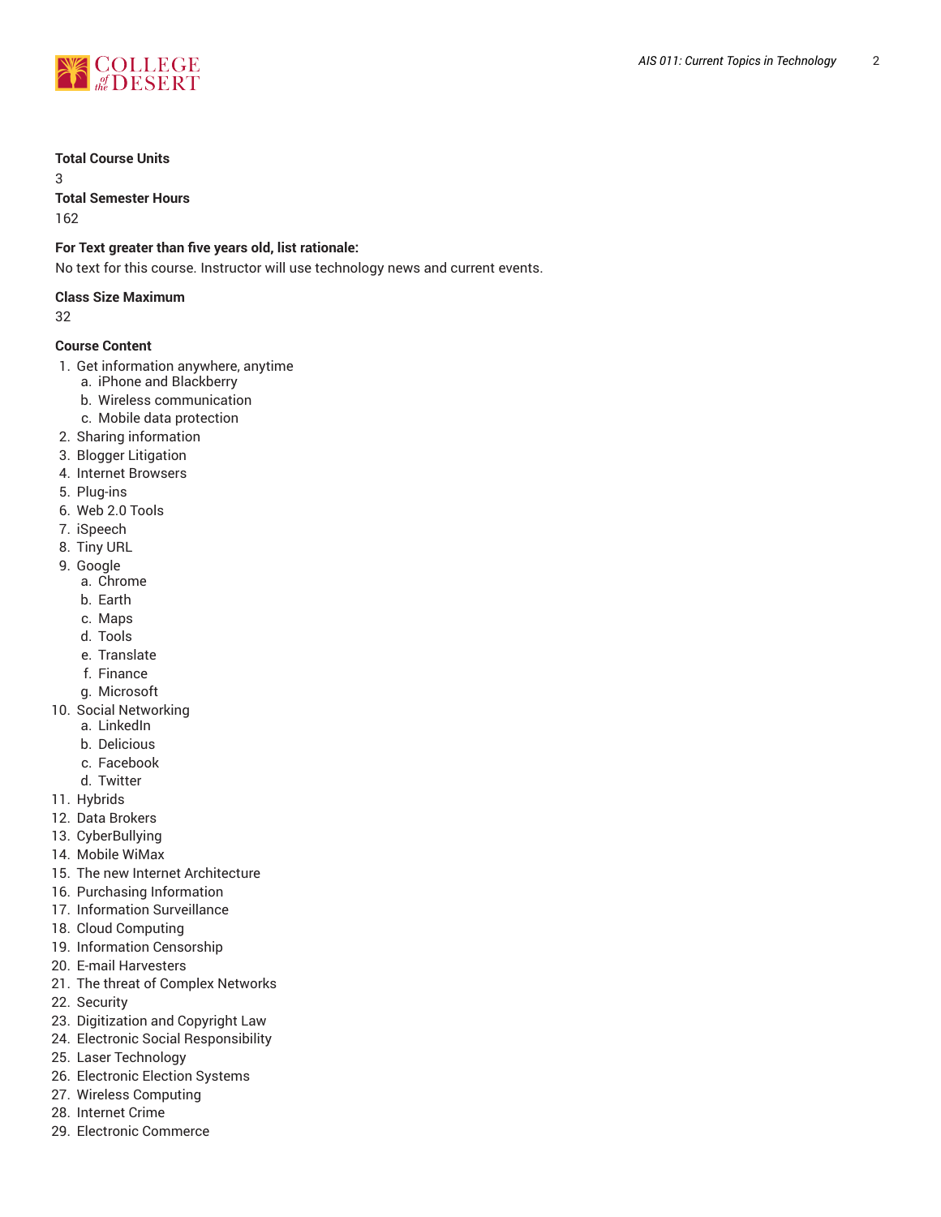**Total Course Units**

3

**Total Semester Hours**

162

**For Text greater than five years old, list rationale:**

No text for this course. Instructor will use technology news and current events.

**Class Size Maximum**

32

**Course Content**

1. Get information anywhere, anytime
   a. iPhone and Blackberry
   b. Wireless communication
   c. Mobile data protection
2. Sharing information
3. Blogger Litigation
4. Internet Browsers
5. Plug-ins
6. Web 2.0 Tools
7. iSpeech
8. Tiny URL
9. Google
   a. Chrome
   b. Earth
   c. Maps
   d. Tools
   e. Translate
   f. Finance
   g. Microsoft
10. Social Networking
    a. LinkedIn
    b. Delicious
    c. Facebook
    d. Twitter
11. Hybrids
12. Data Brokers
13. CyberBullying
14. Mobile WiMax
15. The new Internet Architecture
16. Purchasing Information
17. Information Surveillance
18. Cloud Computing
19. Information Censorship
20. E-mail Harvesters
21. The threat of Complex Networks
22. Security
23. Digitization and Copyright Law
24. Electronic Social Responsibility
25. Laser Technology
26. Electronic Election Systems
27. Wireless Computing
28. Internet Crime
29. Electronic Commerce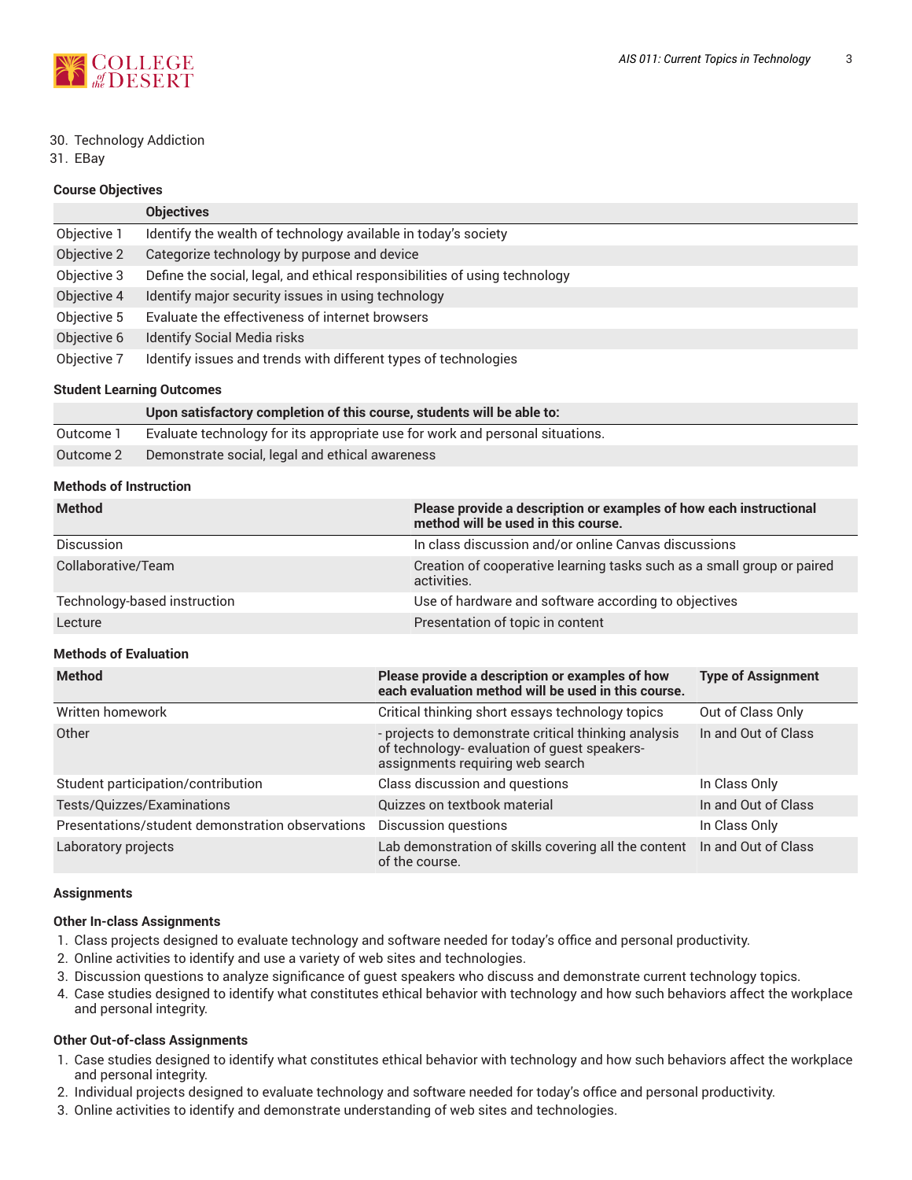30. Technology Addiction
31. EBay

### Course Objectives

| | Objectives |
|---|---|
| Objective 1 | Identify the wealth of technology available in today's society |
| Objective 2 | Categorize technology by purpose and device |
| Objective 3 | Define the social, legal, and ethical responsibilities of using technology |
| Objective 4 | Identify major security issues in using technology |
| Objective 5 | Evaluate the effectiveness of internet browsers |
| Objective 6 | Identify Social Media risks |
| Objective 7 | Identify issues and trends with different types of technologies |

### Student Learning Outcomes

| | Upon satisfactory completion of this course, students will be able to: |
|---|---|
| Outcome 1 | Evaluate technology for its appropriate use for work and personal situations. |
| Outcome 2 | Demonstrate social, legal and ethical awareness |

### Methods of Instruction

| Method | Please provide a description or examples of how each instructional method will be used in this course. |
|---|---|
| Discussion | In class discussion and/or online Canvas discussions |
| Collaborative/Team | Creation of cooperative learning tasks such as a small group or paired activities. |
| Technology-based instruction | Use of hardware and software according to objectives |
| Lecture | Presentation of topic in content |

### Methods of Evaluation

| Method | Please provide a description or examples of how each evaluation method will be used in this course. | Type of Assignment |
|---|---|---|
| Written homework | Critical thinking short essays technology topics | Out of Class Only |
| Other | - projects to demonstrate critical thinking analysis of technology- evaluation of guest speakers- assignments requiring web search | In and Out of Class |
| Student participation/contribution | Class discussion and questions | In Class Only |
| Tests/Quizzes/Examinations | Quizzes on textbook material | In and Out of Class |
| Presentations/student demonstration observations | Discussion questions | In Class Only |
| Laboratory projects | Lab demonstration of skills covering all the content of the course. | In and Out of Class |

### Assignments

#### Other In-class Assignments

1. Class projects designed to evaluate technology and software needed for today's office and personal productivity.
2. Online activities to identify and use a variety of web sites and technologies.
3. Discussion questions to analyze significance of guest speakers who discuss and demonstrate current technology topics.
4. Case studies designed to identify what constitutes ethical behavior with technology and how such behaviors affect the workplace and personal integrity.

#### Other Out-of-class Assignments

1. Case studies designed to identify what constitutes ethical behavior with technology and how such behaviors affect the workplace and personal integrity.
2. Individual projects designed to evaluate technology and software needed for today's office and personal productivity.
3. Online activities to identify and demonstrate understanding of web sites and technologies.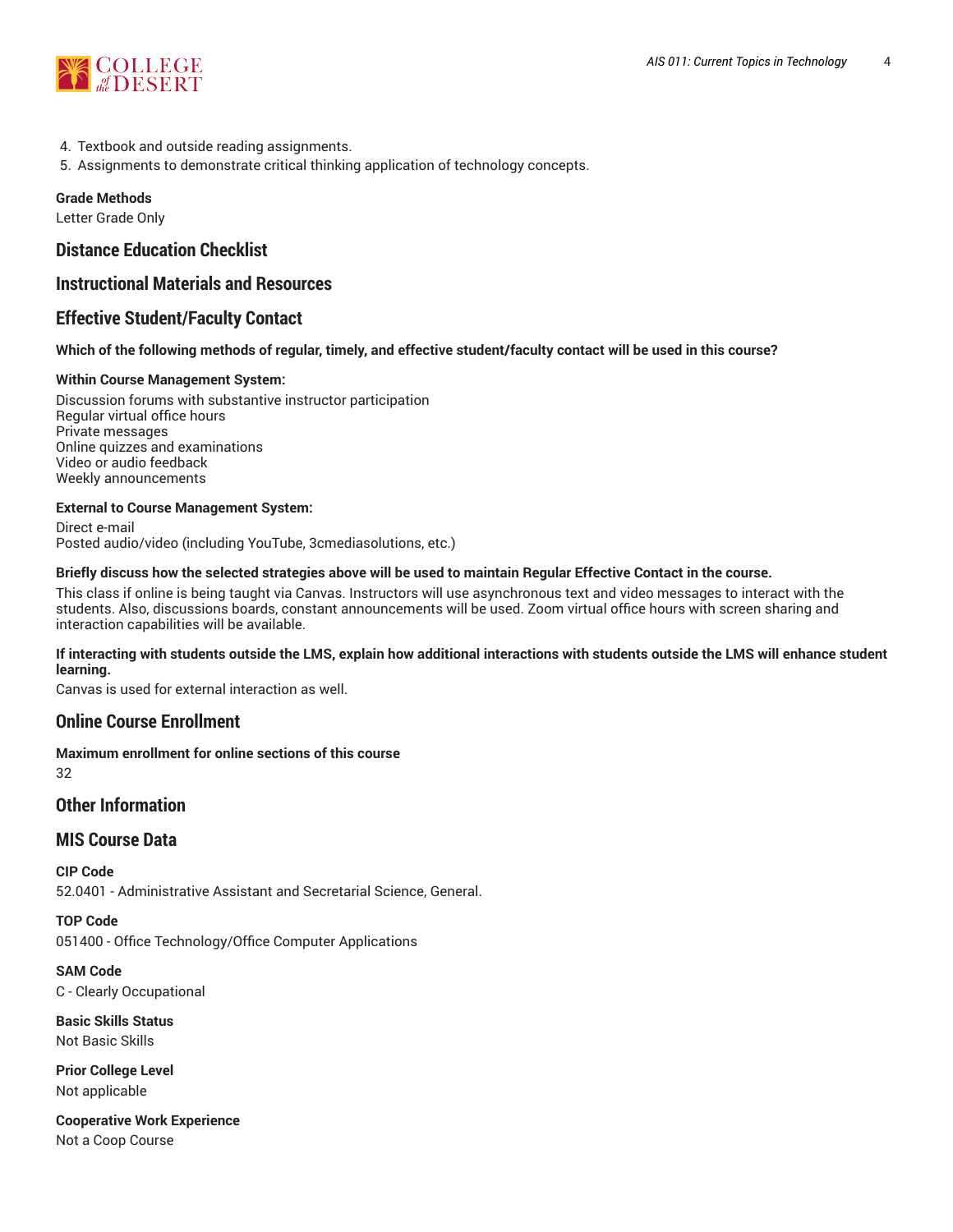4. Textbook and outside reading assignments.
5. Assignments to demonstrate critical thinking application of technology concepts.

**Grade Methods**
Letter Grade Only

## Distance Education Checklist

## Instructional Materials and Resources

## Effective Student/Faculty Contact

**Which of the following methods of regular, timely, and effective student/faculty contact will be used in this course?**

**Within Course Management System:**

Discussion forums with substantive instructor participation
Regular virtual office hours
Private messages
Online quizzes and examinations
Video or audio feedback
Weekly announcements

**External to Course Management System:**

Direct e-mail
Posted audio/video (including YouTube, 3cmediasolutions, etc.)

**Briefly discuss how the selected strategies above will be used to maintain Regular Effective Contact in the course.**

This class if online is being taught via Canvas. Instructors will use asynchronous text and video messages to interact with the students. Also, discussions boards, constant announcements will be used. Zoom virtual office hours with screen sharing and interaction capabilities will be available.

**If interacting with students outside the LMS, explain how additional interactions with students outside the LMS will enhance student learning.**

Canvas is used for external interaction as well.

## Online Course Enrollment

**Maximum enrollment for online sections of this course**
32

## Other Information

## MIS Course Data

**CIP Code**
52.0401 - Administrative Assistant and Secretarial Science, General.

**TOP Code**
051400 - Office Technology/Office Computer Applications

**SAM Code**
C - Clearly Occupational

**Basic Skills Status**
Not Basic Skills

**Prior College Level**
Not applicable

**Cooperative Work Experience**
Not a Coop Course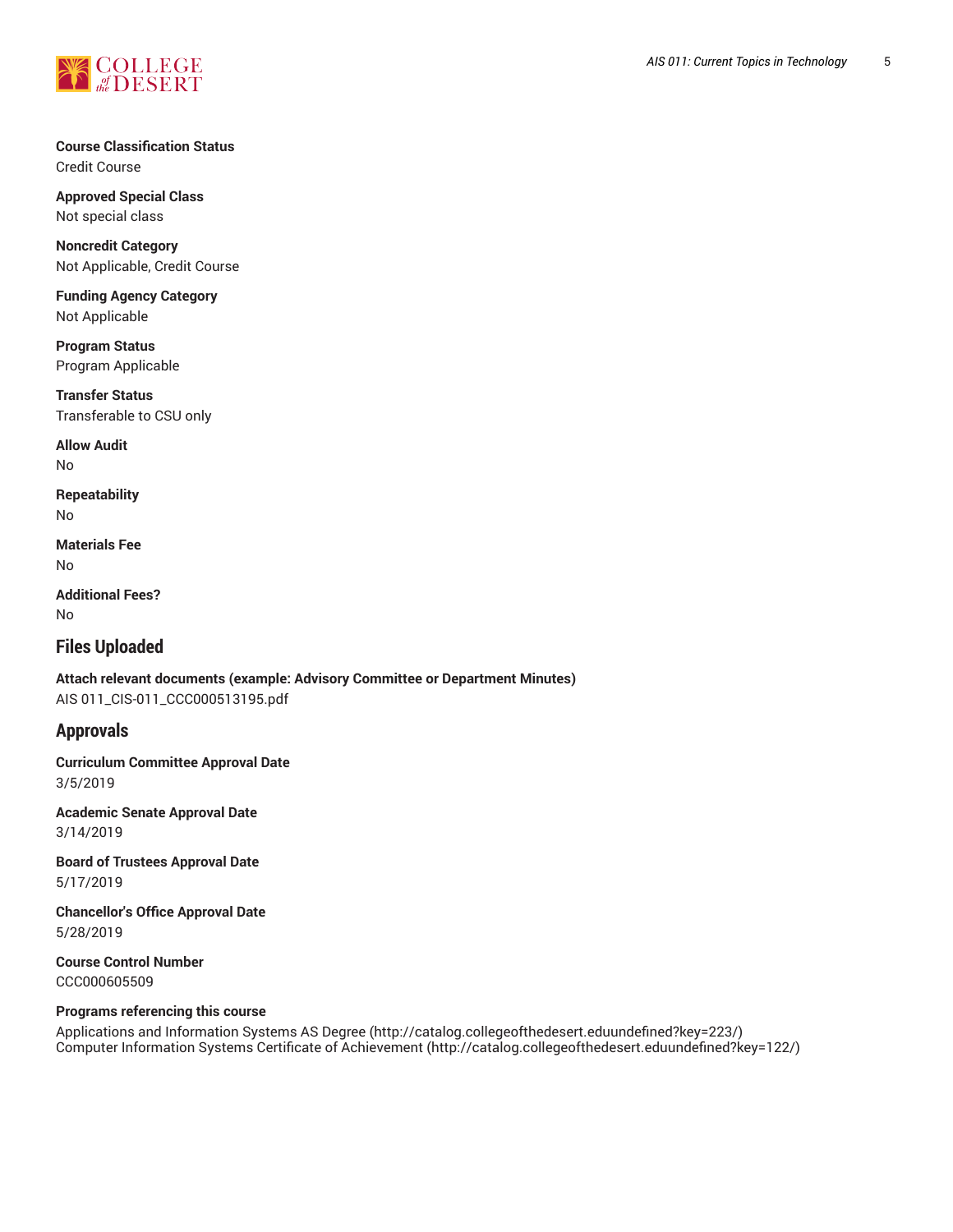**Course Classification Status**
Credit Course

**Approved Special Class**
Not special class

**Noncredit Category**
Not Applicable, Credit Course

**Funding Agency Category**
Not Applicable

**Program Status**
Program Applicable

**Transfer Status**
Transferable to CSU only

**Allow Audit**
No

**Repeatability**
No

**Materials Fee**
No

**Additional Fees?**
No

## Files Uploaded

**Attach relevant documents (example: Advisory Committee or Department Minutes)**
AIS 011_CIS-011_CCC000513195.pdf

## Approvals

**Curriculum Committee Approval Date**
3/5/2019

**Academic Senate Approval Date**
3/14/2019

**Board of Trustees Approval Date**
5/17/2019

**Chancellor's Office Approval Date**
5/28/2019

**Course Control Number**
CCC000605509

**Programs referencing this course**
Applications and Information Systems AS Degree (http://catalog.collegeofthedesert.eduundefined?key=223/)
Computer Information Systems Certificate of Achievement (http://catalog.collegeofthedesert.eduundefined?key=122/)